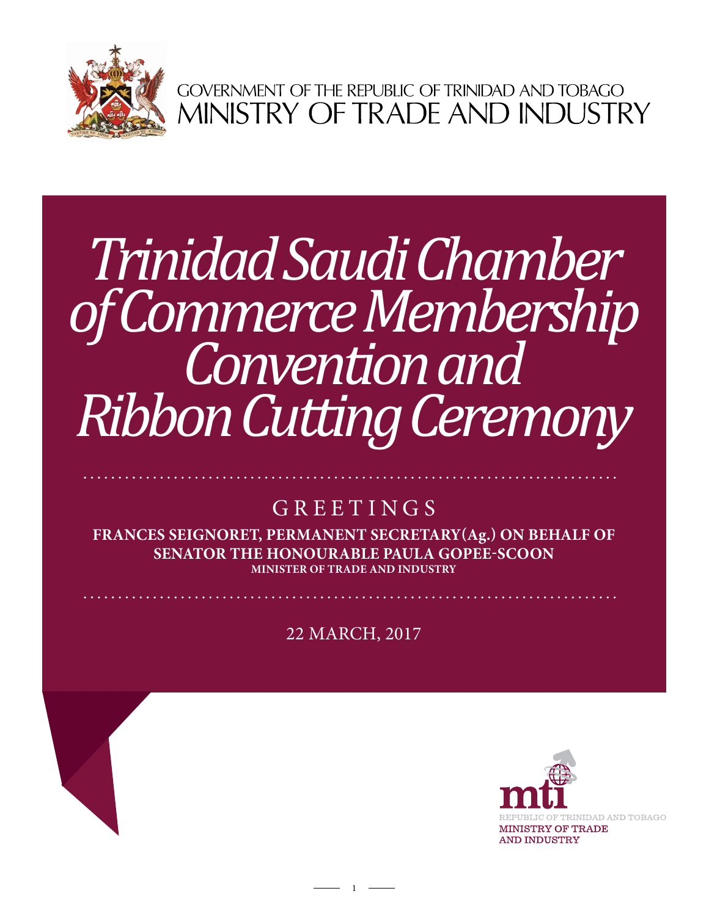GOVERNMENT OF THE REPUBLIC OF TRINIDAD AND TOBAGO
MINISTRY OF TRADE AND INDUSTRY

# *Trinidad Saudi Chamber of Commerce Membership Convention and Ribbon Cutting Ceremony*

## GREETINGS

**FRANCES SEIGNORET, PERMANENT SECRETARY(Ag.) ON BEHALF OF SENATOR THE HONOURABLE PAULA GOPEE-SCOON**
**MINISTER OF TRADE AND INDUSTRY**

22 MARCH, 2017

mti
REPUBLIC OF TRINIDAD AND TOBAGO
MINISTRY OF TRADE AND INDUSTRY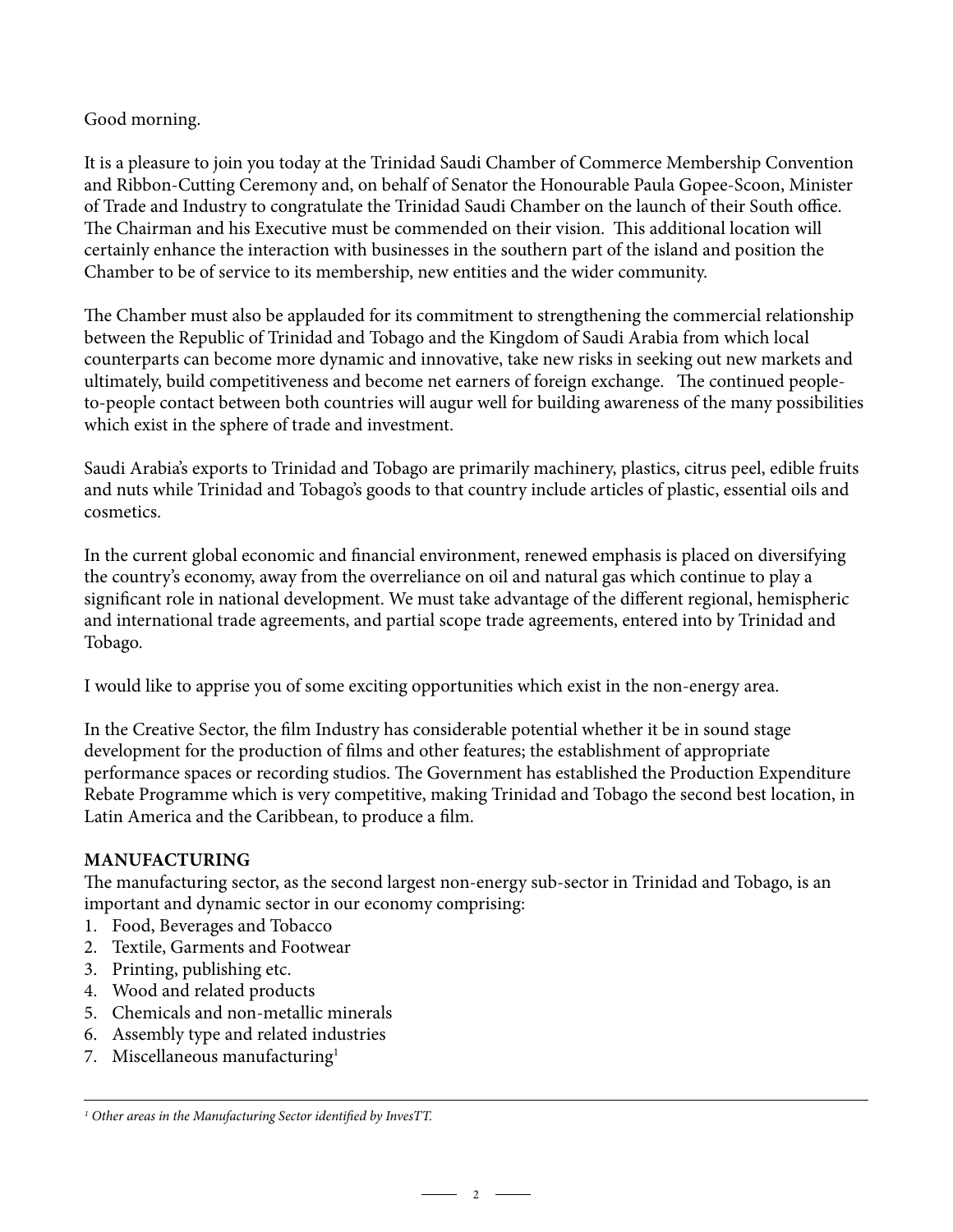Good morning.

It is a pleasure to join you today at the Trinidad Saudi Chamber of Commerce Membership Convention and Ribbon-Cutting Ceremony and, on behalf of Senator the Honourable Paula Gopee-Scoon, Minister of Trade and Industry to congratulate the Trinidad Saudi Chamber on the launch of their South office. The Chairman and his Executive must be commended on their vision. This additional location will certainly enhance the interaction with businesses in the southern part of the island and position the Chamber to be of service to its membership, new entities and the wider community.

The Chamber must also be applauded for its commitment to strengthening the commercial relationship between the Republic of Trinidad and Tobago and the Kingdom of Saudi Arabia from which local counterparts can become more dynamic and innovative, take new risks in seeking out new markets and ultimately, build competitiveness and become net earners of foreign exchange. The continued people-to-people contact between both countries will augur well for building awareness of the many possibilities which exist in the sphere of trade and investment.

Saudi Arabia's exports to Trinidad and Tobago are primarily machinery, plastics, citrus peel, edible fruits and nuts while Trinidad and Tobago's goods to that country include articles of plastic, essential oils and cosmetics.

In the current global economic and financial environment, renewed emphasis is placed on diversifying the country's economy, away from the overreliance on oil and natural gas which continue to play a significant role in national development. We must take advantage of the different regional, hemispheric and international trade agreements, and partial scope trade agreements, entered into by Trinidad and Tobago.

I would like to apprise you of some exciting opportunities which exist in the non-energy area.

In the Creative Sector, the film Industry has considerable potential whether it be in sound stage development for the production of films and other features; the establishment of appropriate performance spaces or recording studios. The Government has established the Production Expenditure Rebate Programme which is very competitive, making Trinidad and Tobago the second best location, in Latin America and the Caribbean, to produce a film.

**MANUFACTURING**

The manufacturing sector, as the second largest non-energy sub-sector in Trinidad and Tobago, is an important and dynamic sector in our economy comprising:

1. Food, Beverages and Tobacco
2. Textile, Garments and Footwear
3. Printing, publishing etc.
4. Wood and related products
5. Chemicals and non-metallic minerals
6. Assembly type and related industries
7. Miscellaneous manufacturing[1]

---

[1] *Other areas in the Manufacturing Sector identified by InvesTT.*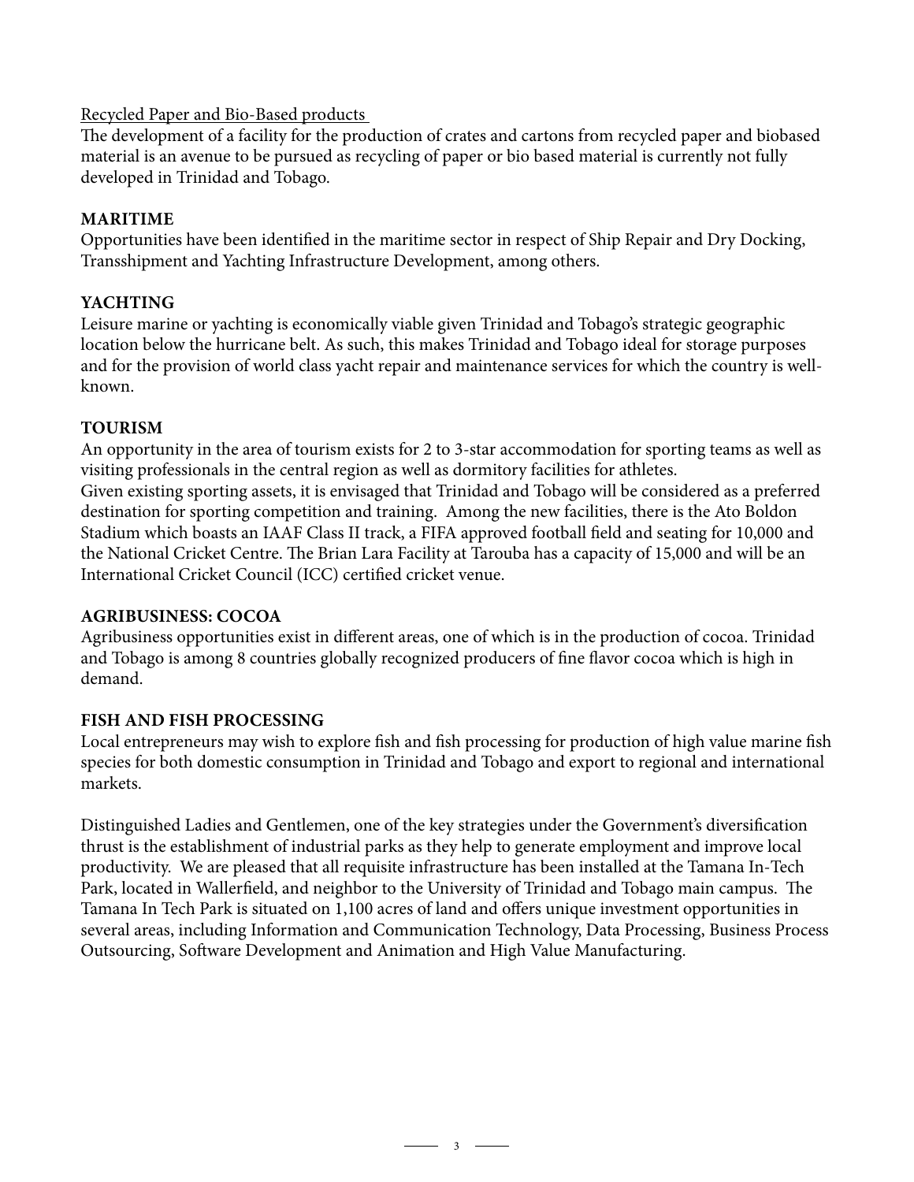Recycled Paper and Bio-Based products

The development of a facility for the production of crates and cartons from recycled paper and biobased material is an avenue to be pursued as recycling of paper or bio based material is currently not fully developed in Trinidad and Tobago.

**MARITIME**

Opportunities have been identified in the maritime sector in respect of Ship Repair and Dry Docking, Transshipment and Yachting Infrastructure Development, among others.

**YACHTING**

Leisure marine or yachting is economically viable given Trinidad and Tobago's strategic geographic location below the hurricane belt. As such, this makes Trinidad and Tobago ideal for storage purposes and for the provision of world class yacht repair and maintenance services for which the country is well-known.

**TOURISM**

An opportunity in the area of tourism exists for 2 to 3-star accommodation for sporting teams as well as visiting professionals in the central region as well as dormitory facilities for athletes.
Given existing sporting assets, it is envisaged that Trinidad and Tobago will be considered as a preferred destination for sporting competition and training. Among the new facilities, there is the Ato Boldon Stadium which boasts an IAAF Class II track, a FIFA approved football field and seating for 10,000 and the National Cricket Centre. The Brian Lara Facility at Tarouba has a capacity of 15,000 and will be an International Cricket Council (ICC) certified cricket venue.

**AGRIBUSINESS: COCOA**

Agribusiness opportunities exist in different areas, one of which is in the production of cocoa. Trinidad and Tobago is among 8 countries globally recognized producers of fine flavor cocoa which is high in demand.

**FISH AND FISH PROCESSING**

Local entrepreneurs may wish to explore fish and fish processing for production of high value marine fish species for both domestic consumption in Trinidad and Tobago and export to regional and international markets.

Distinguished Ladies and Gentlemen, one of the key strategies under the Government's diversification thrust is the establishment of industrial parks as they help to generate employment and improve local productivity. We are pleased that all requisite infrastructure has been installed at the Tamana In-Tech Park, located in Wallerfield, and neighbor to the University of Trinidad and Tobago main campus. The Tamana In Tech Park is situated on 1,100 acres of land and offers unique investment opportunities in several areas, including Information and Communication Technology, Data Processing, Business Process Outsourcing, Software Development and Animation and High Value Manufacturing.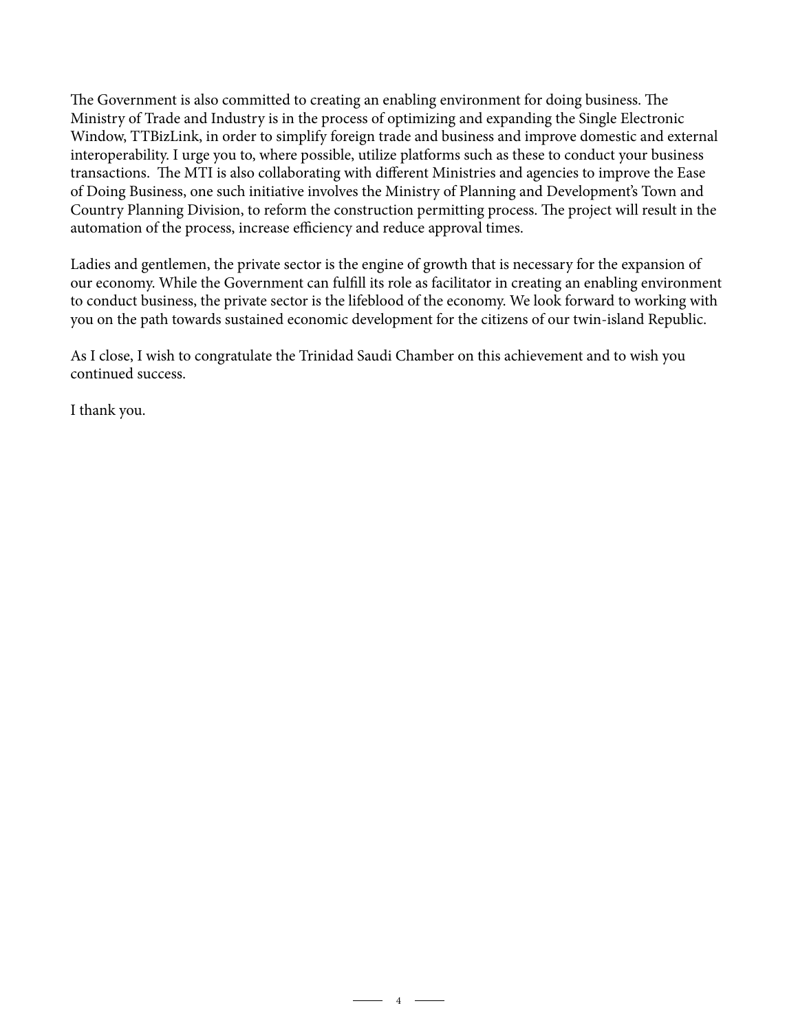The Government is also committed to creating an enabling environment for doing business. The Ministry of Trade and Industry is in the process of optimizing and expanding the Single Electronic Window, TTBizLink, in order to simplify foreign trade and business and improve domestic and external interoperability. I urge you to, where possible, utilize platforms such as these to conduct your business transactions. The MTI is also collaborating with different Ministries and agencies to improve the Ease of Doing Business, one such initiative involves the Ministry of Planning and Development's Town and Country Planning Division, to reform the construction permitting process. The project will result in the automation of the process, increase efficiency and reduce approval times.

Ladies and gentlemen, the private sector is the engine of growth that is necessary for the expansion of our economy. While the Government can fulfill its role as facilitator in creating an enabling environment to conduct business, the private sector is the lifeblood of the economy. We look forward to working with you on the path towards sustained economic development for the citizens of our twin-island Republic.

As I close, I wish to congratulate the Trinidad Saudi Chamber on this achievement and to wish you continued success.

I thank you.